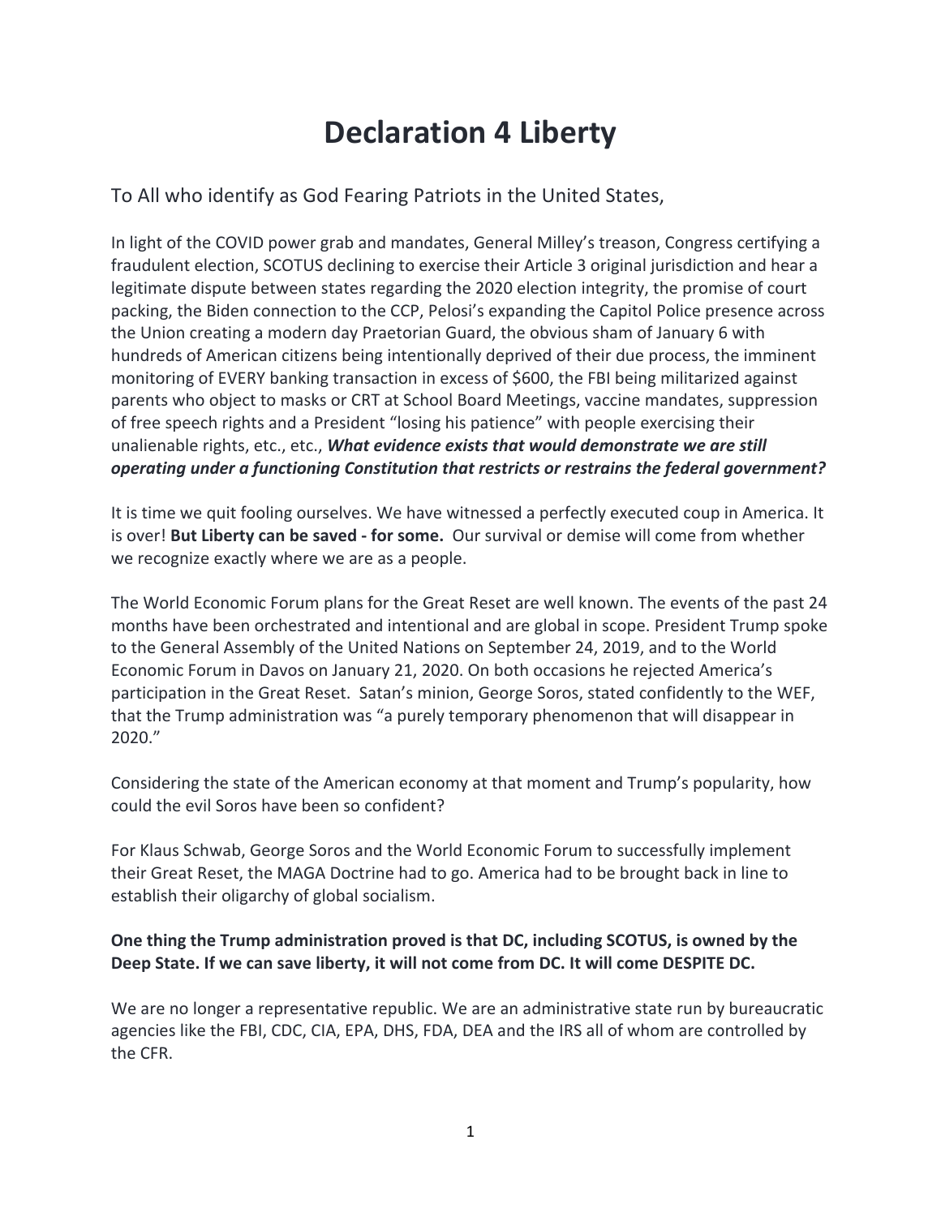# Declaration 4 Liberty

To All who identify as God Fearing Patriots in the United States,

In light of the COVID power grab and mandates, General Milley's treason, Congress certifying a fraudulent election, SCOTUS declining to exercise their Article 3 original jurisdiction and hear a legitimate dispute between states regarding the 2020 election integrity, the promise of court packing, the Biden connection to the CCP, Pelosi's expanding the Capitol Police presence across the Union creating a modern day Praetorian Guard, the obvious sham of January 6 with hundreds of American citizens being intentionally deprived of their due process, the imminent monitoring of EVERY banking transaction in excess of $600, the FBI being militarized against parents who object to masks or CRT at School Board Meetings, vaccine mandates, suppression of free speech rights and a President "losing his patience" with people exercising their unalienable rights, etc., etc., ***What evidence exists that would demonstrate we are still operating under a functioning Constitution that restricts or restrains the federal government?***

It is time we quit fooling ourselves. We have witnessed a perfectly executed coup in America. It is over! **But Liberty can be saved - for some.** Our survival or demise will come from whether we recognize exactly where we are as a people.

The World Economic Forum plans for the Great Reset are well known. The events of the past 24 months have been orchestrated and intentional and are global in scope. President Trump spoke to the General Assembly of the United Nations on September 24, 2019, and to the World Economic Forum in Davos on January 21, 2020. On both occasions he rejected America's participation in the Great Reset. Satan's minion, George Soros, stated confidently to the WEF, that the Trump administration was "a purely temporary phenomenon that will disappear in 2020."

Considering the state of the American economy at that moment and Trump's popularity, how could the evil Soros have been so confident?

For Klaus Schwab, George Soros and the World Economic Forum to successfully implement their Great Reset, the MAGA Doctrine had to go. America had to be brought back in line to establish their oligarchy of global socialism.

**One thing the Trump administration proved is that DC, including SCOTUS, is owned by the Deep State. If we can save liberty, it will not come from DC. It will come DESPITE DC.**

We are no longer a representative republic. We are an administrative state run by bureaucratic agencies like the FBI, CDC, CIA, EPA, DHS, FDA, DEA and the IRS all of whom are controlled by the CFR.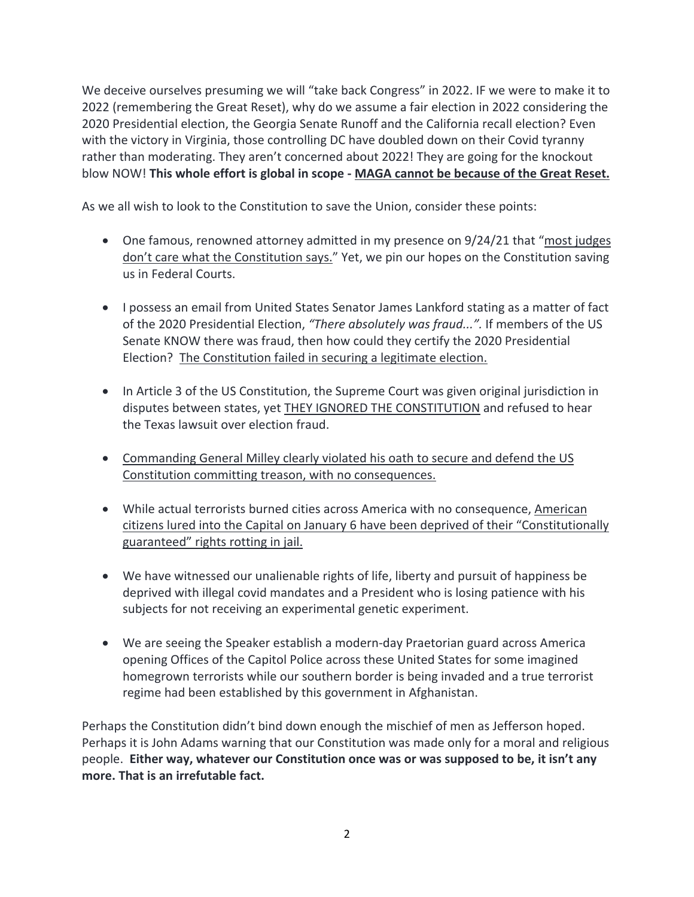We deceive ourselves presuming we will "take back Congress" in 2022. IF we were to make it to 2022 (remembering the Great Reset), why do we assume a fair election in 2022 considering the 2020 Presidential election, the Georgia Senate Runoff and the California recall election? Even with the victory in Virginia, those controlling DC have doubled down on their Covid tyranny rather than moderating. They aren't concerned about 2022! They are going for the knockout blow NOW! **This whole effort is global in scope - MAGA cannot be because of the Great Reset.**

As we all wish to look to the Constitution to save the Union, consider these points:

- One famous, renowned attorney admitted in my presence on 9/24/21 that "most judges don't care what the Constitution says." Yet, we pin our hopes on the Constitution saving us in Federal Courts.

- I possess an email from United States Senator James Lankford stating as a matter of fact of the 2020 Presidential Election, *"There absolutely was fraud...".* If members of the US Senate KNOW there was fraud, then how could they certify the 2020 Presidential Election? The Constitution failed in securing a legitimate election.

- In Article 3 of the US Constitution, the Supreme Court was given original jurisdiction in disputes between states, yet THEY IGNORED THE CONSTITUTION and refused to hear the Texas lawsuit over election fraud.

- Commanding General Milley clearly violated his oath to secure and defend the US Constitution committing treason, with no consequences.

- While actual terrorists burned cities across America with no consequence, American citizens lured into the Capital on January 6 have been deprived of their "Constitutionally guaranteed" rights rotting in jail.

- We have witnessed our unalienable rights of life, liberty and pursuit of happiness be deprived with illegal covid mandates and a President who is losing patience with his subjects for not receiving an experimental genetic experiment.

- We are seeing the Speaker establish a modern-day Praetorian guard across America opening Offices of the Capitol Police across these United States for some imagined homegrown terrorists while our southern border is being invaded and a true terrorist regime had been established by this government in Afghanistan.

Perhaps the Constitution didn't bind down enough the mischief of men as Jefferson hoped. Perhaps it is John Adams warning that our Constitution was made only for a moral and religious people. **Either way, whatever our Constitution once was or was supposed to be, it isn't any more. That is an irrefutable fact.**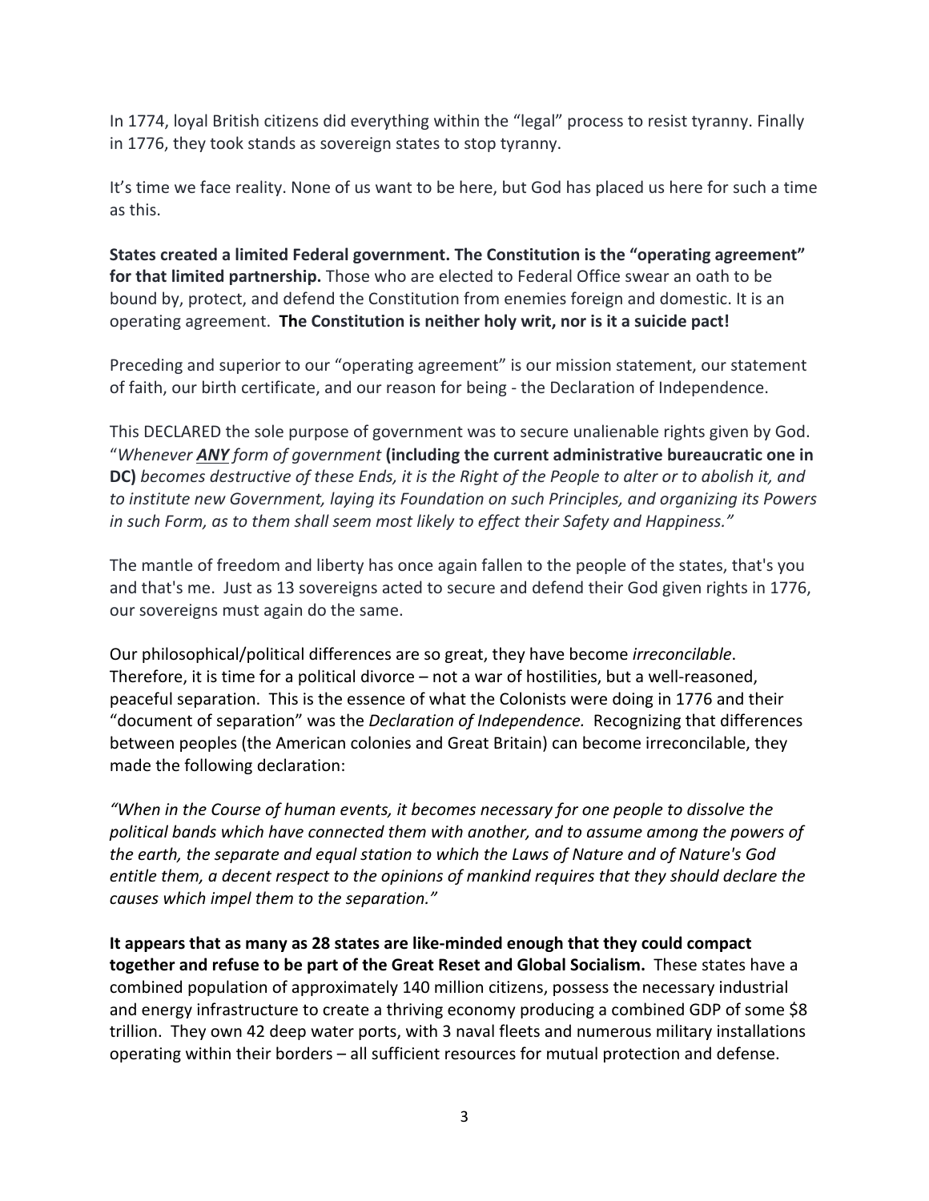In 1774, loyal British citizens did everything within the “legal” process to resist tyranny. Finally in 1776, they took stands as sovereign states to stop tyranny.

It’s time we face reality. None of us want to be here, but God has placed us here for such a time as this.

**States created a limited Federal government. The Constitution is the “operating agreement” for that limited partnership.** Those who are elected to Federal Office swear an oath to be bound by, protect, and defend the Constitution from enemies foreign and domestic. It is an operating agreement. **The Constitution is neither holy writ, nor is it a suicide pact!**

Preceding and superior to our “operating agreement” is our mission statement, our statement of faith, our birth certificate, and our reason for being - the Declaration of Independence.

This DECLARED the sole purpose of government was to secure unalienable rights given by God. “*Whenever **ANY** form of government* **(including the current administrative bureaucratic one in DC)** *becomes destructive of these Ends, it is the Right of the People to alter or to abolish it, and to institute new Government, laying its Foundation on such Principles, and organizing its Powers in such Form, as to them shall seem most likely to effect their Safety and Happiness.”*

The mantle of freedom and liberty has once again fallen to the people of the states, that's you and that's me. Just as 13 sovereigns acted to secure and defend their God given rights in 1776, our sovereigns must again do the same.

Our philosophical/political differences are so great, they have become *irreconcilable*. Therefore, it is time for a political divorce – not a war of hostilities, but a well-reasoned, peaceful separation. This is the essence of what the Colonists were doing in 1776 and their “document of separation” was the *Declaration of Independence.* Recognizing that differences between peoples (the American colonies and Great Britain) can become irreconcilable, they made the following declaration:

*“When in the Course of human events, it becomes necessary for one people to dissolve the political bands which have connected them with another, and to assume among the powers of the earth, the separate and equal station to which the Laws of Nature and of Nature's God entitle them, a decent respect to the opinions of mankind requires that they should declare the causes which impel them to the separation.”*

**It appears that as many as 28 states are like-minded enough that they could compact together and refuse to be part of the Great Reset and Global Socialism.** These states have a combined population of approximately 140 million citizens, possess the necessary industrial and energy infrastructure to create a thriving economy producing a combined GDP of some $8 trillion. They own 42 deep water ports, with 3 naval fleets and numerous military installations operating within their borders – all sufficient resources for mutual protection and defense.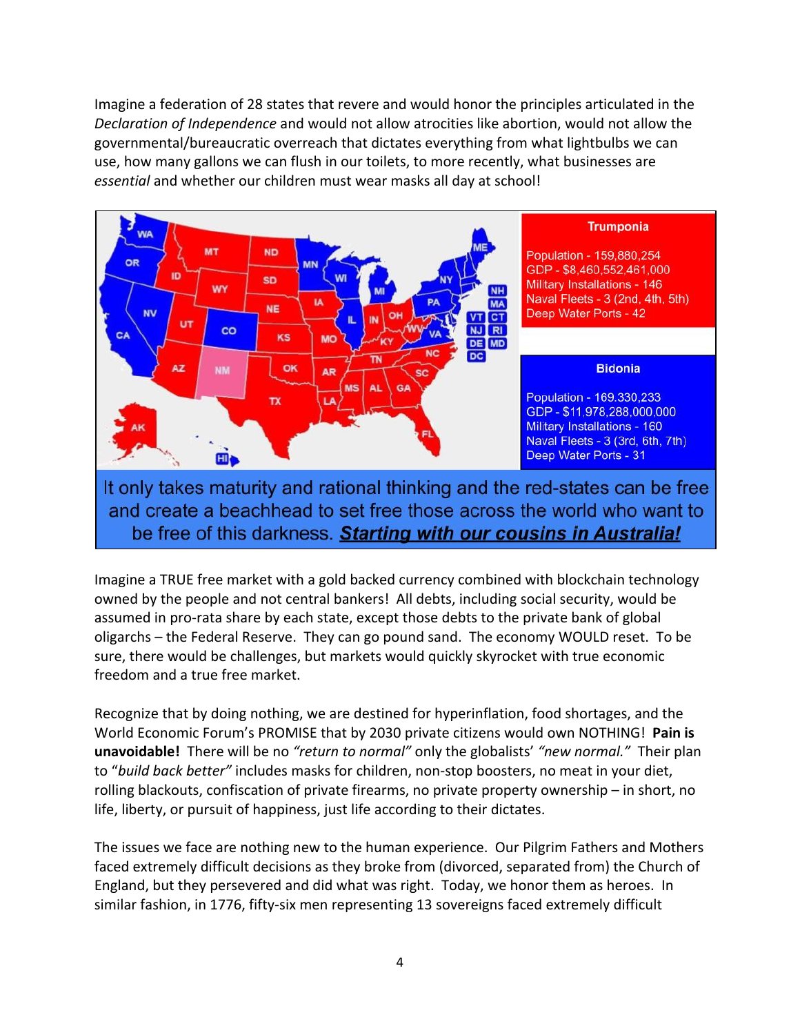Imagine a federation of 28 states that revere and would honor the principles articulated in the *Declaration of Independence* and would not allow atrocities like abortion, would not allow the governmental/bureaucratic overreach that dictates everything from what lightbulbs we can use, how many gallons we can flush in our toilets, to more recently, what businesses are *essential* and whether our children must wear masks all day at school!

**Trumponia**

Population - 159,880,254
GDP - $8,460,552,461,000
Military Installations - 146
Naval Fleets - 3 (2nd, 4th, 5th)
Deep Water Ports - 42

**Bidonia**

Population - 169.330,233
GDP - $11,978,288,000,000
Military Installations - 160
Naval Fleets - 3 (3rd, 6th, 7th)
Deep Water Ports - 31

It only takes maturity and rational thinking and the red-states can be free and create a beachhead to set free those across the world who want to be free of this darkness. ***Starting with our cousins in Australia!***

Imagine a TRUE free market with a gold backed currency combined with blockchain technology owned by the people and not central bankers! All debts, including social security, would be assumed in pro-rata share by each state, except those debts to the private bank of global oligarchs – the Federal Reserve. They can go pound sand. The economy WOULD reset. To be sure, there would be challenges, but markets would quickly skyrocket with true economic freedom and a true free market.

Recognize that by doing nothing, we are destined for hyperinflation, food shortages, and the World Economic Forum's PROMISE that by 2030 private citizens would own NOTHING! **Pain is unavoidable!** There will be no *"return to normal"* only the globalists' *"new normal."* Their plan to "*build back better"* includes masks for children, non-stop boosters, no meat in your diet, rolling blackouts, confiscation of private firearms, no private property ownership – in short, no life, liberty, or pursuit of happiness, just life according to their dictates.

The issues we face are nothing new to the human experience. Our Pilgrim Fathers and Mothers faced extremely difficult decisions as they broke from (divorced, separated from) the Church of England, but they persevered and did what was right. Today, we honor them as heroes. In similar fashion, in 1776, fifty-six men representing 13 sovereigns faced extremely difficult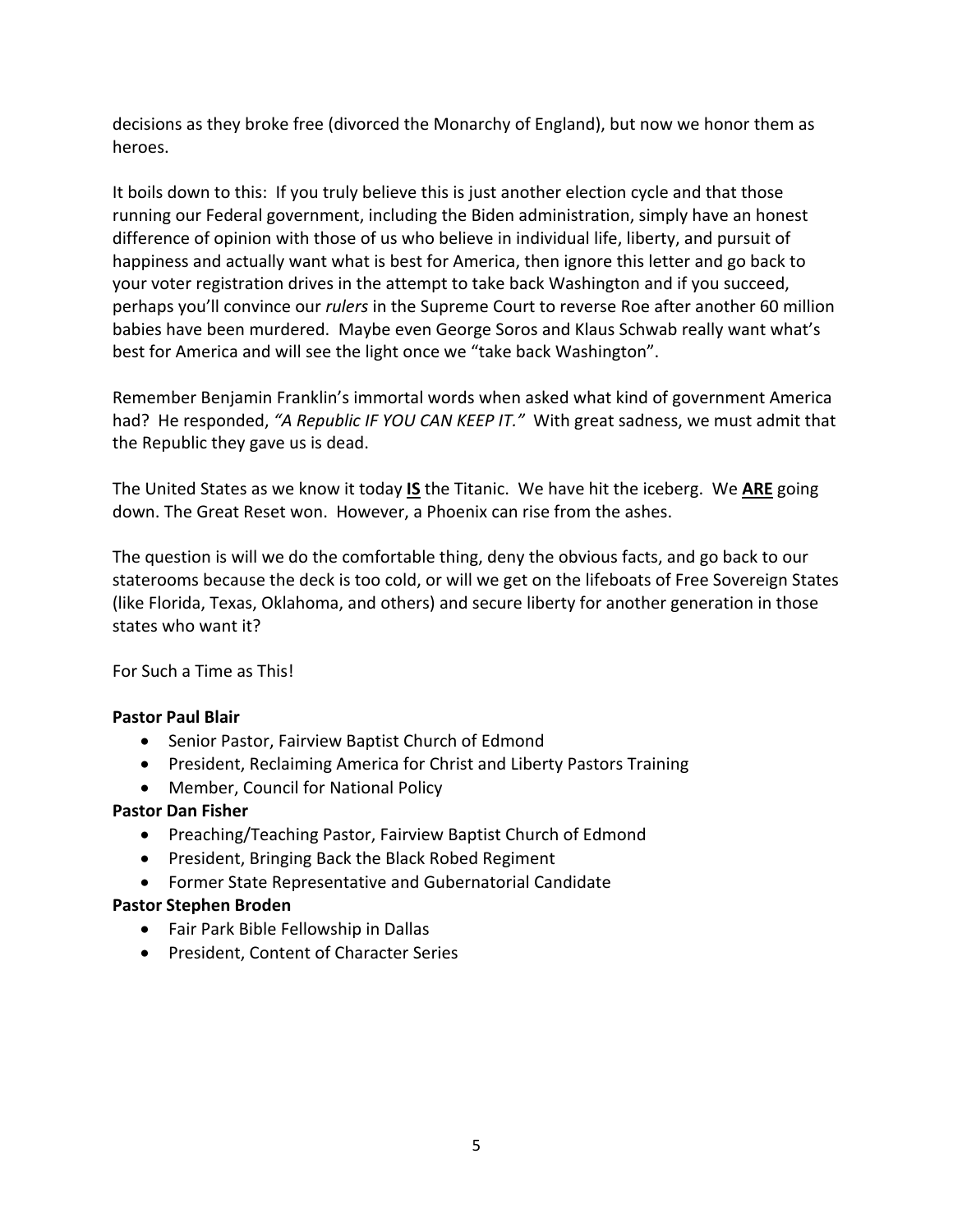decisions as they broke free (divorced the Monarchy of England), but now we honor them as heroes.

It boils down to this: If you truly believe this is just another election cycle and that those running our Federal government, including the Biden administration, simply have an honest difference of opinion with those of us who believe in individual life, liberty, and pursuit of happiness and actually want what is best for America, then ignore this letter and go back to your voter registration drives in the attempt to take back Washington and if you succeed, perhaps you'll convince our *rulers* in the Supreme Court to reverse Roe after another 60 million babies have been murdered. Maybe even George Soros and Klaus Schwab really want what's best for America and will see the light once we "take back Washington".

Remember Benjamin Franklin's immortal words when asked what kind of government America had? He responded, *"A Republic IF YOU CAN KEEP IT."* With great sadness, we must admit that the Republic they gave us is dead.

The United States as we know it today **IS** the Titanic. We have hit the iceberg. We **ARE** going down. The Great Reset won. However, a Phoenix can rise from the ashes.

The question is will we do the comfortable thing, deny the obvious facts, and go back to our staterooms because the deck is too cold, or will we get on the lifeboats of Free Sovereign States (like Florida, Texas, Oklahoma, and others) and secure liberty for another generation in those states who want it?

For Such a Time as This!

**Pastor Paul Blair**
- Senior Pastor, Fairview Baptist Church of Edmond
- President, Reclaiming America for Christ and Liberty Pastors Training
- Member, Council for National Policy

**Pastor Dan Fisher**
- Preaching/Teaching Pastor, Fairview Baptist Church of Edmond
- President, Bringing Back the Black Robed Regiment
- Former State Representative and Gubernatorial Candidate

**Pastor Stephen Broden**
- Fair Park Bible Fellowship in Dallas
- President, Content of Character Series